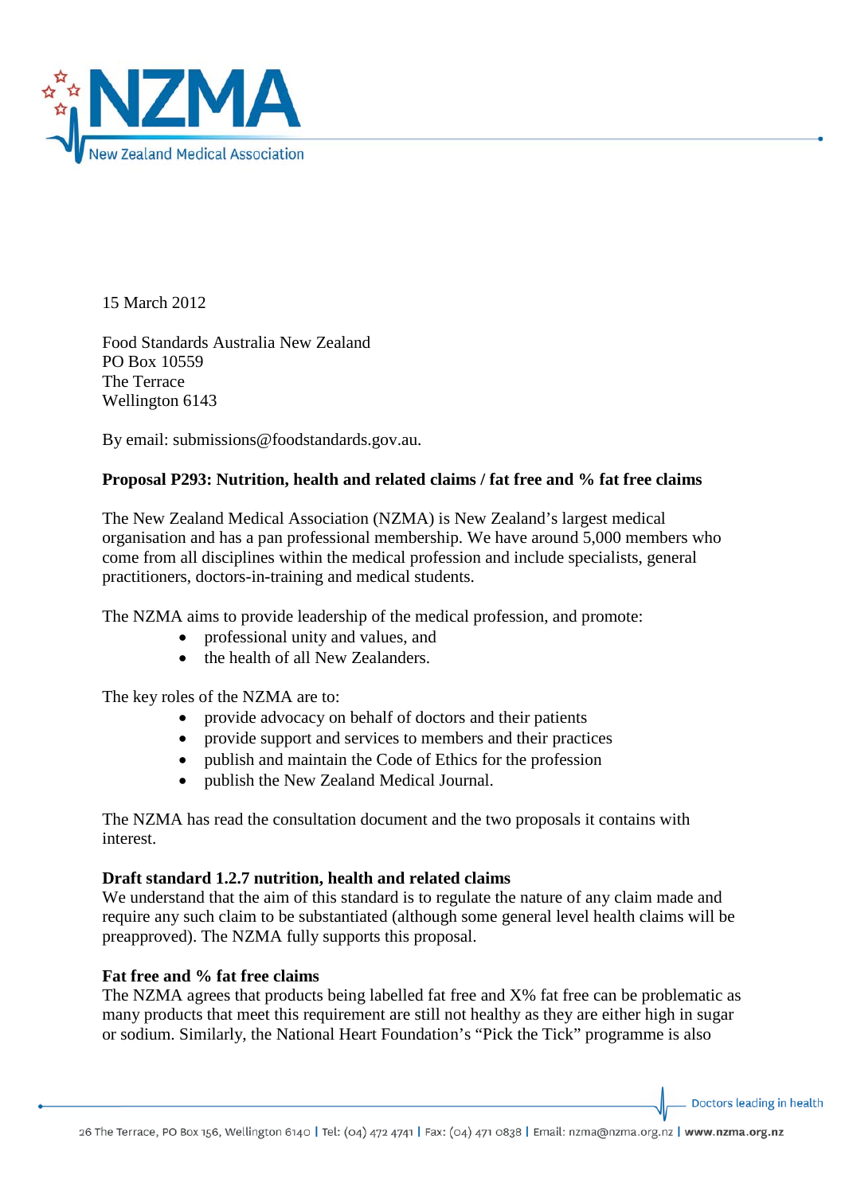15 March 2012

Food Standards Australia New Zealand
PO Box 10559
The Terrace
Wellington 6143

By email: submissions@foodstandards.gov.au.

**Proposal P293: Nutrition, health and related claims / fat free and % fat free claims**

The New Zealand Medical Association (NZMA) is New Zealand's largest medical organisation and has a pan professional membership. We have around 5,000 members who come from all disciplines within the medical profession and include specialists, general practitioners, doctors-in-training and medical students.

The NZMA aims to provide leadership of the medical profession, and promote:

- professional unity and values, and
- the health of all New Zealanders.

The key roles of the NZMA are to:

- provide advocacy on behalf of doctors and their patients
- provide support and services to members and their practices
- publish and maintain the Code of Ethics for the profession
- publish the New Zealand Medical Journal.

The NZMA has read the consultation document and the two proposals it contains with interest.

**Draft standard 1.2.7 nutrition, health and related claims**

We understand that the aim of this standard is to regulate the nature of any claim made and require any such claim to be substantiated (although some general level health claims will be preapproved). The NZMA fully supports this proposal.

**Fat free and % fat free claims**

The NZMA agrees that products being labelled fat free and X% fat free can be problematic as many products that meet this requirement are still not healthy as they are either high in sugar or sodium. Similarly, the National Heart Foundation's "Pick the Tick" programme is also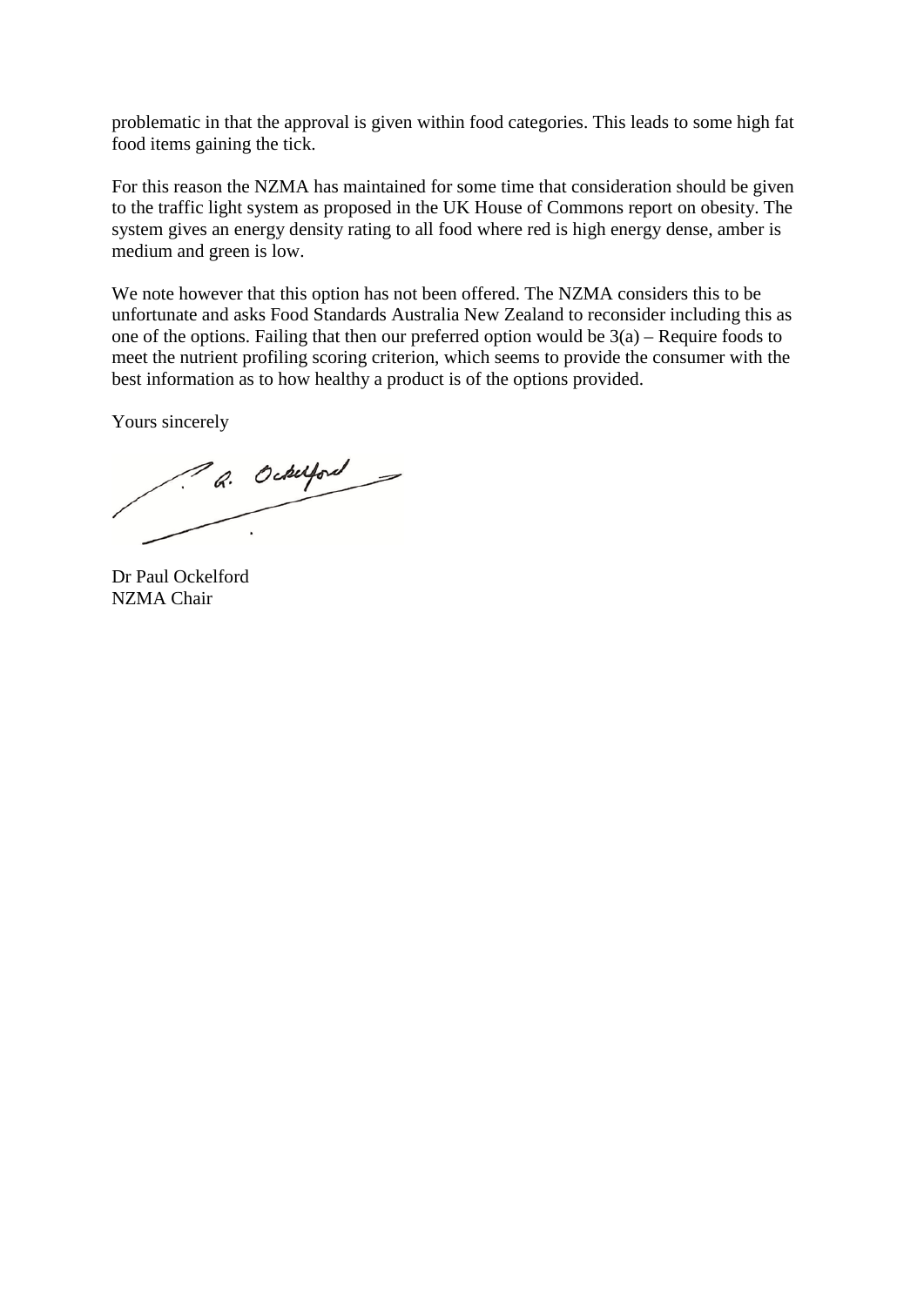problematic in that the approval is given within food categories. This leads to some high fat food items gaining the tick.

For this reason the NZMA has maintained for some time that consideration should be given to the traffic light system as proposed in the UK House of Commons report on obesity. The system gives an energy density rating to all food where red is high energy dense, amber is medium and green is low.

We note however that this option has not been offered. The NZMA considers this to be unfortunate and asks Food Standards Australia New Zealand to reconsider including this as one of the options. Failing that then our preferred option would be 3(a) – Require foods to meet the nutrient profiling scoring criterion, which seems to provide the consumer with the best information as to how healthy a product is of the options provided.

Yours sincerely

Dr Paul Ockelford
NZMA Chair